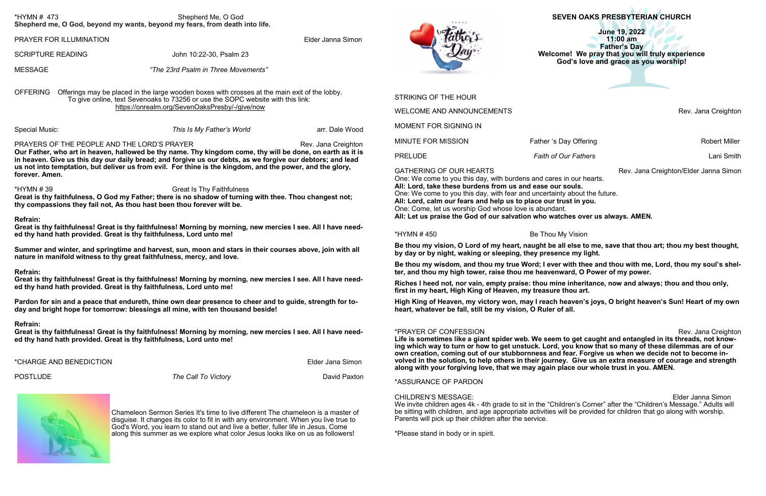# SEVEN OAKS PRESBYTERIAN CHURCH

**June 19, 2022**
**11:00 am**
**Father's Day**
**Welcome! We pray that you will truly experience God's love and grace as you worship!**

STRIKING OF THE HOUR

WELCOME AND ANNOUNCEMENTS — Rev. Jana Creighton

MOMENT FOR SIGNING IN

MINUTE FOR MISSION — Father 's Day Offering — Robert Miller

PRELUDE — *Faith of Our Fathers* — Lani Smith

GATHERING OF OUR HEARTS — Rev. Jana Creighton/Elder Janna Simon

One: We come to you this day, with burdens and cares in our hearts.
**All: Lord, take these burdens from us and ease our souls.**
One: We come to you this day, with fear and uncertainty about the future.
**All: Lord, calm our fears and help us to place our trust in you.**
One: Come, let us worship God whose love is abundant.
**All: Let us praise the God of our salvation who watches over us always. AMEN.**

*HYMN # 450 — Be Thou My Vision

**Be thou my vision, O Lord of my heart, naught be all else to me, save that thou art; thou my best thought, by day or by night, waking or sleeping, they presence my light.**

**Be thou my wisdom, and thou my true Word; I ever with thee and thou with me, Lord, thou my soul's shelter, and thou my high tower, raise thou me heavenward, O Power of my power.**

**Riches I heed not, nor vain, empty praise: thou mine inheritance, now and always; thou and thou only, first in my heart, High King of Heaven, my treasure thou art.**

**High King of Heaven, my victory won, may I reach heaven's joys, O bright heaven's Sun! Heart of my own heart, whatever be fall, still be my vision, O Ruler of all.**

*PRAYER OF CONFESSION — Rev. Jana Creighton

**Life is sometimes like a giant spider web. We seem to get caught and entangled in its threads, not knowing which way to turn or how to get unstuck. Lord, you know that so many of these dilemmas are of our own creation, coming out of our stubbornness and fear. Forgive us when we decide not to become involved in the solution, to help others in their journey. Give us an extra measure of courage and strength along with your forgiving love, that we may again place our whole trust in you. AMEN.**

*ASSURANCE OF PARDON

CHILDREN'S MESSAGE: — Elder Janna Simon

We invite children ages 4k - 4th grade to sit in the "Children's Corner" after the "Children's Message." Adults will be sitting with children, and age appropriate activities will be provided for children that go along with worship. Parents will pick up their children after the service.

*Please stand in body or in spirit.

*HYMN # 473 — Shepherd Me, O God

**Shepherd me, O God, beyond my wants, beyond my fears, from death into life.**

PRAYER FOR ILLUMINATION — Elder Janna Simon

SCRIPTURE READING — John 10:22-30, Psalm 23

MESSAGE — *"The 23rd Psalm in Three Movements"*

OFFERING — Offerings may be placed in the large wooden boxes with crosses at the main exit of the lobby. To give online, text Sevenoaks to 73256 or use the SOPC website with this link: https://onrealm.org/SevenOaksPresby/-/give/now

Special Music: — *This Is My Father's World* — arr. Dale Wood

PRAYERS OF THE PEOPLE AND THE LORD'S PRAYER — Rev. Jana Creighton

**Our Father, who art in heaven, hallowed be thy name. Thy kingdom come, thy will be done, on earth as it is in heaven. Give us this day our daily bread; and forgive us our debts, as we forgive our debtors; and lead us not into temptation, but deliver us from evil. For thine is the kingdom, and the power, and the glory, forever. Amen.**

*HYMN # 39 — Great Is Thy Faithfulness

**Great is thy faithfulness, O God my Father; there is no shadow of turning with thee. Thou changest not; thy compassions they fail not, As thou hast been thou forever wilt be.**

**Refrain:**
**Great is thy faithfulness! Great is thy faithfulness! Morning by morning, new mercies I see. All I have needed thy hand hath provided. Great is thy faithfulness, Lord unto me!**

**Summer and winter, and springtime and harvest, sun, moon and stars in their courses above, join with all nature in manifold witness to thy great faithfulness, mercy, and love.**

**Refrain:**
**Great is thy faithfulness! Great is thy faithfulness! Morning by morning, new mercies I see. All I have needed thy hand hath provided. Great is thy faithfulness, Lord unto me!**

**Pardon for sin and a peace that endureth, thine own dear presence to cheer and to guide, strength for today and bright hope for tomorrow: blessings all mine, with ten thousand beside!**

**Refrain:**
**Great is thy faithfulness! Great is thy faithfulness! Morning by morning, new mercies I see. All I have needed thy hand hath provided. Great is thy faithfulness, Lord unto me!**

*CHARGE AND BENEDICTION — Elder Jana Simon

POSTLUDE — *The Call To Victory* — David Paxton

Chameleon Sermon Series It's time to live different The chameleon is a master of disguise. It changes its color to fit in with any environment. When you live true to God's Word, you learn to stand out and live a better, fuller life in Jesus. Come along this summer as we explore what color Jesus looks like on us as followers!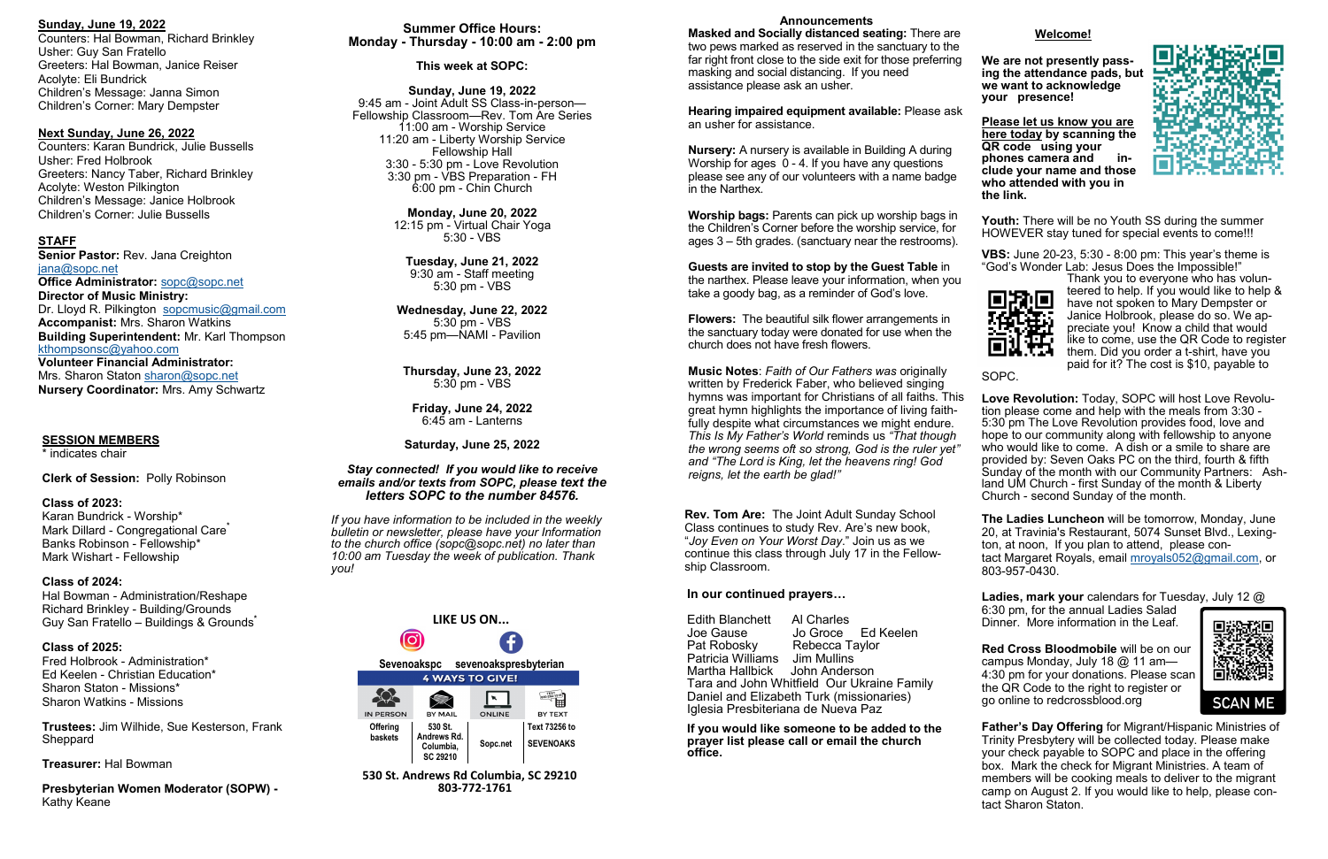**Sunday, June 19, 2022**

Counters: Hal Bowman, Richard Brinkley
Usher: Guy San Fratello
Greeters: Hal Bowman, Janice Reiser
Acolyte: Eli Bundrick
Children's Message: Janna Simon
Children's Corner: Mary Dempster

**Next Sunday, June 26, 2022**

Counters: Karan Bundrick, Julie Bussells
Usher: Fred Holbrook
Greeters: Nancy Taber, Richard Brinkley
Acolyte: Weston Pilkington
Children's Message: Janice Holbrook
Children's Corner: Julie Bussells

**STAFF**

**Senior Pastor:** Rev. Jana Creighton
jana@sopc.net
**Office Administrator:** sopc@sopc.net
**Director of Music Ministry:**
Dr. Lloyd R. Pilkington sopcmusic@gmail.com
**Accompanist:** Mrs. Sharon Watkins
**Building Superintendent:** Mr. Karl Thompson
kthompsonsc@yahoo.com
**Volunteer Financial Administrator:**
Mrs. Sharon Staton sharon@sopc.net
**Nursery Coordinator:** Mrs. Amy Schwartz

**SESSION MEMBERS**

* indicates chair

**Clerk of Session:** Polly Robinson

**Class of 2023:**
Karan Bundrick - Worship*
Mark Dillard - Congregational Care*
Banks Robinson - Fellowship*
Mark Wishart - Fellowship

**Class of 2024:**
Hal Bowman - Administration/Reshape
Richard Brinkley - Building/Grounds
Guy San Fratello – Buildings & Grounds*

**Class of 2025:**
Fred Holbrook - Administration*
Ed Keelen - Christian Education*
Sharon Staton - Missions*
Sharon Watkins - Missions

**Trustees:** Jim Wilhide, Sue Kesterson, Frank Sheppard

**Treasurer:** Hal Bowman

**Presbyterian Women Moderator (SOPW) -** Kathy Keane

**Summer Office Hours:**
**Monday - Thursday - 10:00 am - 2:00 pm**

**This week at SOPC:**

**Sunday, June 19, 2022**
9:45 am - Joint Adult SS Class-in-person—Fellowship Classroom—Rev. Tom Are Series
11:00 am - Worship Service
11:20 am - Liberty Worship Service Fellowship Hall
3:30 - 5:30 pm - Love Revolution
3:30 pm - VBS Preparation - FH
6:00 pm - Chin Church

**Monday, June 20, 2022**
12:15 pm - Virtual Chair Yoga
5:30 - VBS

**Tuesday, June 21, 2022**
9:30 am - Staff meeting
5:30 pm - VBS

**Wednesday, June 22, 2022**
5:30 pm - VBS
5:45 pm—NAMI - Pavilion

**Thursday, June 23, 2022**
5:30 pm - VBS

**Friday, June 24, 2022**
6:45 am - Lanterns

**Saturday, June 25, 2022**

***Stay connected! If you would like to receive emails and/or texts from SOPC, please text the letters SOPC to the number 84576.***

*If you have information to be included in the weekly bulletin or newsletter, please have your Information to the church office (sopc@sopc.net) no later than 10:00 am Tuesday the week of publication. Thank you!*

**LIKE US ON…**

Sevenoakspc    sevenoakspresbyterian

**4 WAYS TO GIVE!**

| IN PERSON | BY MAIL | ONLINE | BY TEXT |
|---|---|---|---|
| Offering baskets | 530 St. Andrews Rd. Columbia, SC 29210 | Sopc.net | Text 73256 to SEVENOAKS |

**530 St. Andrews Rd Columbia, SC 29210**
**803-772-1761**

**Announcements**

**Masked and Socially distanced seating:** There are two pews marked as reserved in the sanctuary to the far right front close to the side exit for those preferring masking and social distancing. If you need assistance please ask an usher.

**Hearing impaired equipment available:** Please ask an usher for assistance.

**Nursery:** A nursery is available in Building A during Worship for ages 0 - 4. If you have any questions please see any of our volunteers with a name badge in the Narthex.

**Worship bags:** Parents can pick up worship bags in the Children's Corner before the worship service, for ages 3 – 5th grades. (sanctuary near the restrooms).

**Guests are invited to stop by the Guest Table** in the narthex. Please leave your information, when you take a goody bag, as a reminder of God's love.

**Flowers:** The beautiful silk flower arrangements in the sanctuary today were donated for use when the church does not have fresh flowers.

**Music Notes**: *Faith of Our Fathers was* originally written by Frederick Faber, who believed singing hymns was important for Christians of all faiths. This great hymn highlights the importance of living faithfully despite what circumstances we might endure. *This Is My Father's World* reminds us *"That though the wrong seems oft so strong, God is the ruler yet" and "The Lord is King, let the heavens ring! God reigns, let the earth be glad!"*

**Rev. Tom Are:** The Joint Adult Sunday School Class continues to study Rev. Are's new book, "*Joy Even on Your Worst Day*." Join us as we continue this class through July 17 in the Fellowship Classroom.

**In our continued prayers…**

Edith Blanchett    Al Charles
Joe Gause    Jo Groce    Ed Keelen
Pat Robosky    Rebecca Taylor
Patricia Williams    Jim Mullins
Martha Hallbick    John Anderson
Tara and John Whitfield  Our Ukraine Family
Daniel and Elizabeth Turk (missionaries)
Iglesia Presbiteriana de Nueva Paz

**If you would like someone to be added to the prayer list please call or email the church office.**

**Welcome!**

**We are not presently passing the attendance pads, but we want to acknowledge your presence!**

**Please let us know you are here today by scanning the QR code using your phones camera and include your name and those who attended with you in the link.**

**Youth:** There will be no Youth SS during the summer HOWEVER stay tuned for special events to come!!!

**VBS:** June 20-23, 5:30 - 8:00 pm: This year's theme is "God's Wonder Lab: Jesus Does the Impossible!" Thank you to everyone who has volunteered to help. If you would like to help & have not spoken to Mary Dempster or Janice Holbrook, please do so. We appreciate you! Know a child that would like to come, use the QR Code to register them. Did you order a t-shirt, have you paid for it? The cost is $10, payable to SOPC.

**Love Revolution:** Today, SOPC will host Love Revolution please come and help with the meals from 3:30 - 5:30 pm The Love Revolution provides food, love and hope to our community along with fellowship to anyone who would like to come. A dish or a smile to share are provided by: Seven Oaks PC on the third, fourth & fifth Sunday of the month with our Community Partners: Ashland UM Church - first Sunday of the month & Liberty Church - second Sunday of the month.

**The Ladies Luncheon** will be tomorrow, Monday, June 20, at Travinia's Restaurant, 5074 Sunset Blvd., Lexington, at noon, If you plan to attend, please contact Margaret Royals, email mroyals052@gmail.com, or 803-957-0430.

**Ladies, mark your** calendars for Tuesday, July 12 @ 6:30 pm, for the annual Ladies Salad Dinner. More information in the Leaf.

**Red Cross Bloodmobile** will be on our campus Monday, July 18 @ 11 am—4:30 pm for your donations. Please scan the QR Code to the right to register or go online to redcrossblood.org

SCAN ME

**Father's Day Offering** for Migrant/Hispanic Ministries of Trinity Presbytery will be collected today. Please make your check payable to SOPC and place in the offering box. Mark the check for Migrant Ministries. A team of members will be cooking meals to deliver to the migrant camp on August 2. If you would like to help, please contact Sharon Staton.